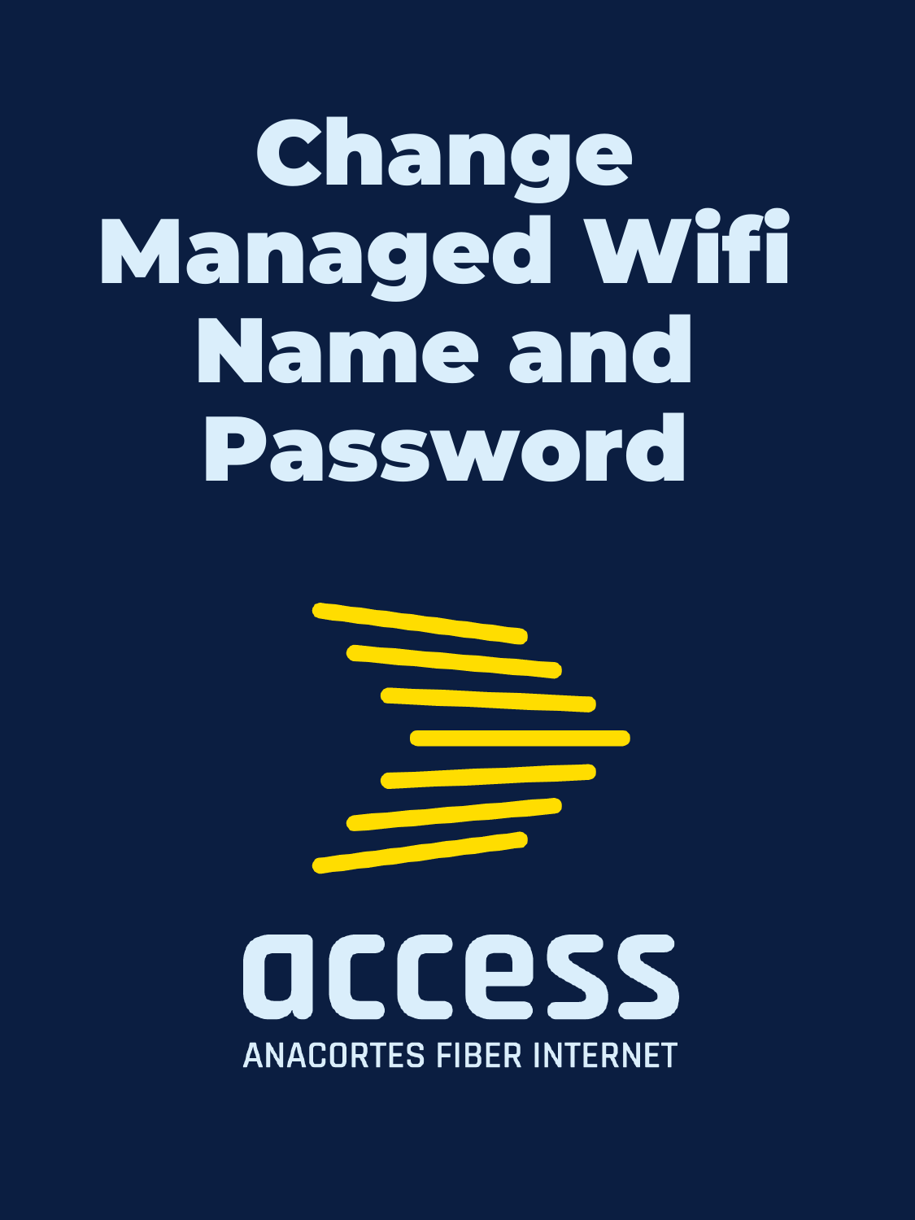# Change Managed Wifi Name and Password

access

ANACORTES FIBER INTERNET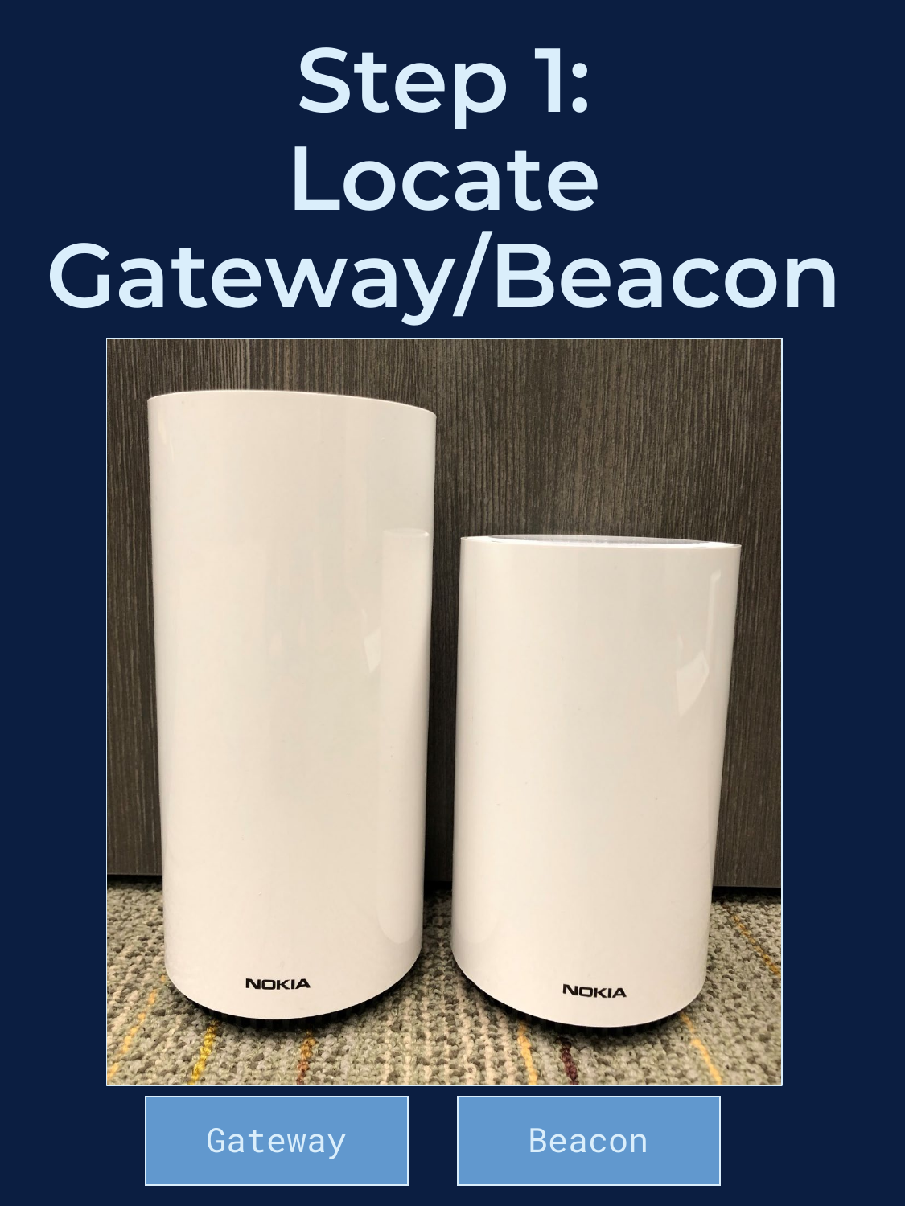# Step 1: Locate Gateway/Beacon

Gateway

Beacon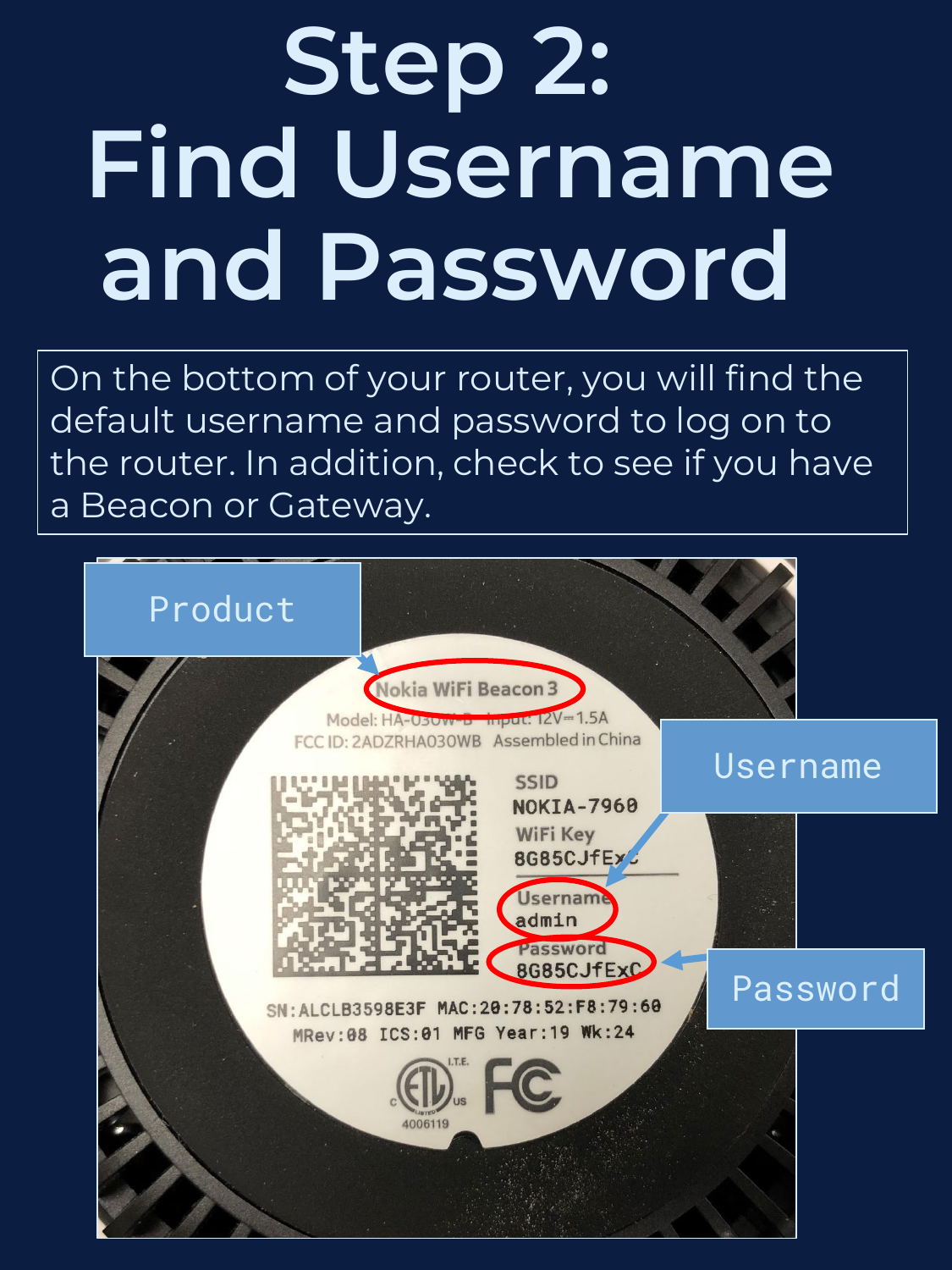# Step 2: Find Username and Password

On the bottom of your router, you will find the default username and password to log on to the router. In addition, check to see if you have a Beacon or Gateway.

Product

Nokia WiFi Beacon 3

Model: HA-030W-B Input: 12V⎓1.5A
FCC ID: 2ADZRHA030WB Assembled in China

SSID
NOKIA-7960
WiFi Key
8G85CJfExC

Username

Username
admin

Password
8G85CJfExC

Password

SN:ALCLB3598E3F MAC:20:78:52:F8:79:60
MRev:08 ICS:01 MFG Year:19 Wk:24

4006119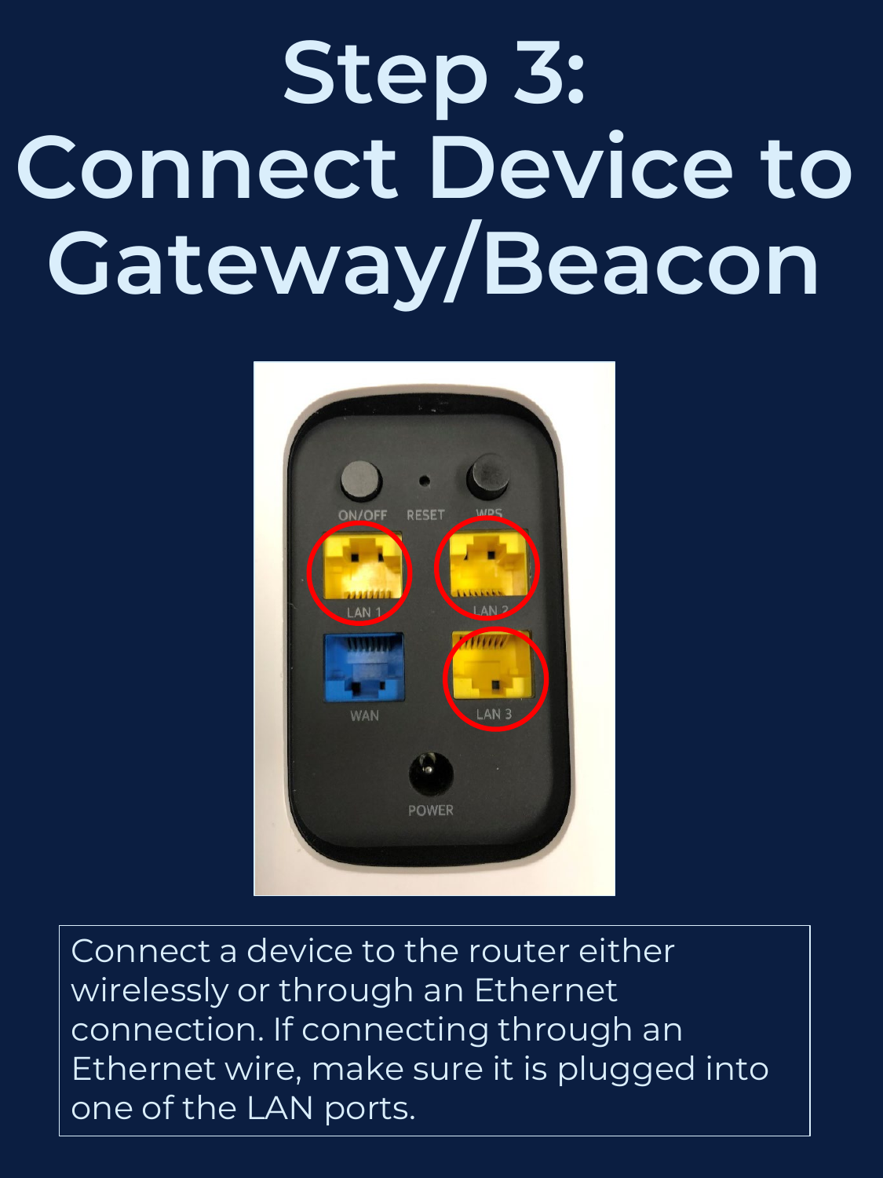# Step 3: Connect Device to Gateway/Beacon

Connect a device to the router either wirelessly or through an Ethernet connection. If connecting through an Ethernet wire, make sure it is plugged into one of the LAN ports.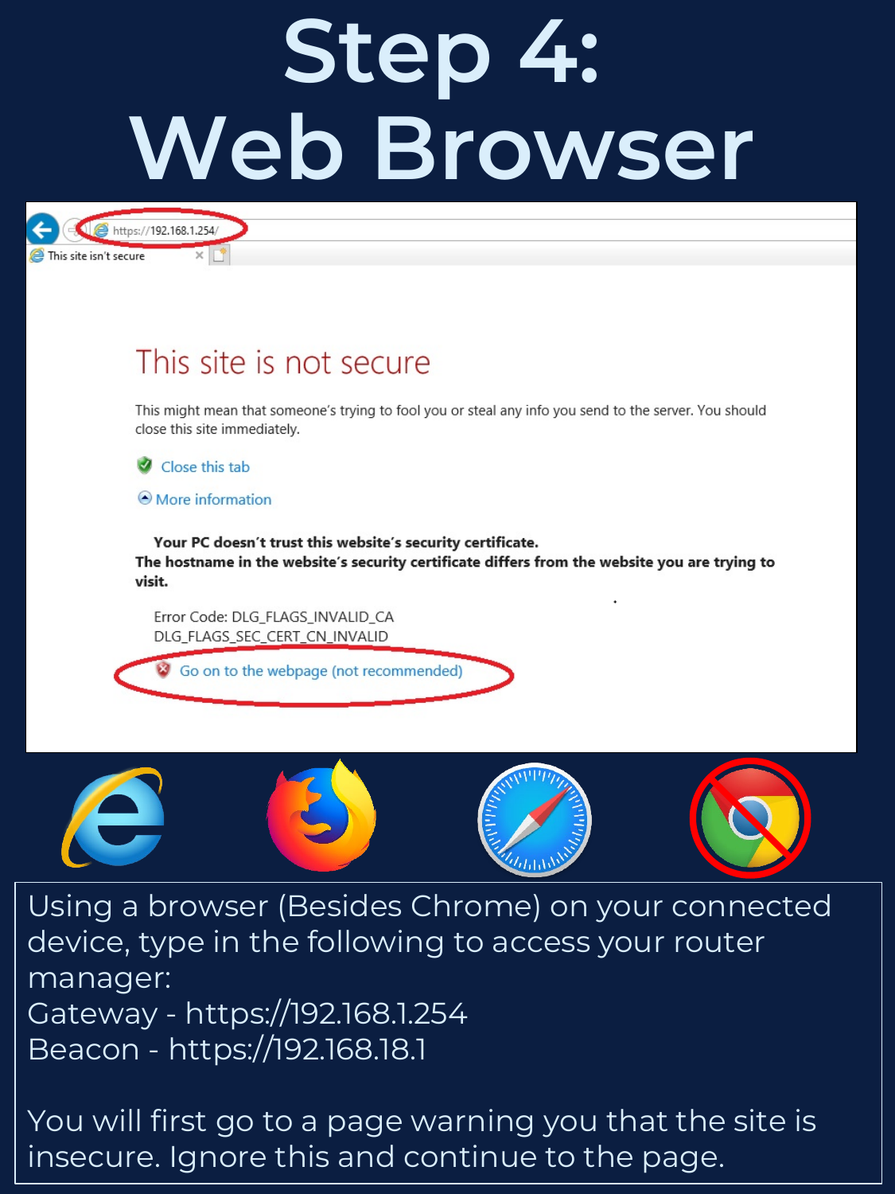# Step 4: Web Browser

Using a browser (Besides Chrome) on your connected device, type in the following to access your router manager:
Gateway - https://192.168.1.254
Beacon - https://192.168.18.1

You will first go to a page warning you that the site is insecure. Ignore this and continue to the page.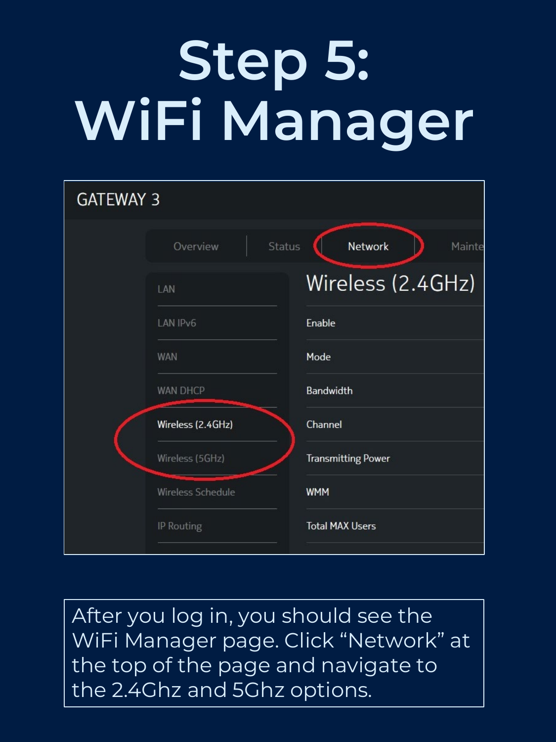# Step 5: WiFi Manager

GATEWAY 3

Overview | Status | Network | Mainte

LAN
LAN IPv6
WAN
WAN DHCP
Wireless (2.4GHz)
Wireless (5GHz)
Wireless Schedule
IP Routing

Wireless (2.4GHz)

Enable
Mode
Bandwidth
Channel
Transmitting Power
WMM
Total MAX Users

After you log in, you should see the WiFi Manager page. Click "Network" at the top of the page and navigate to the 2.4Ghz and 5Ghz options.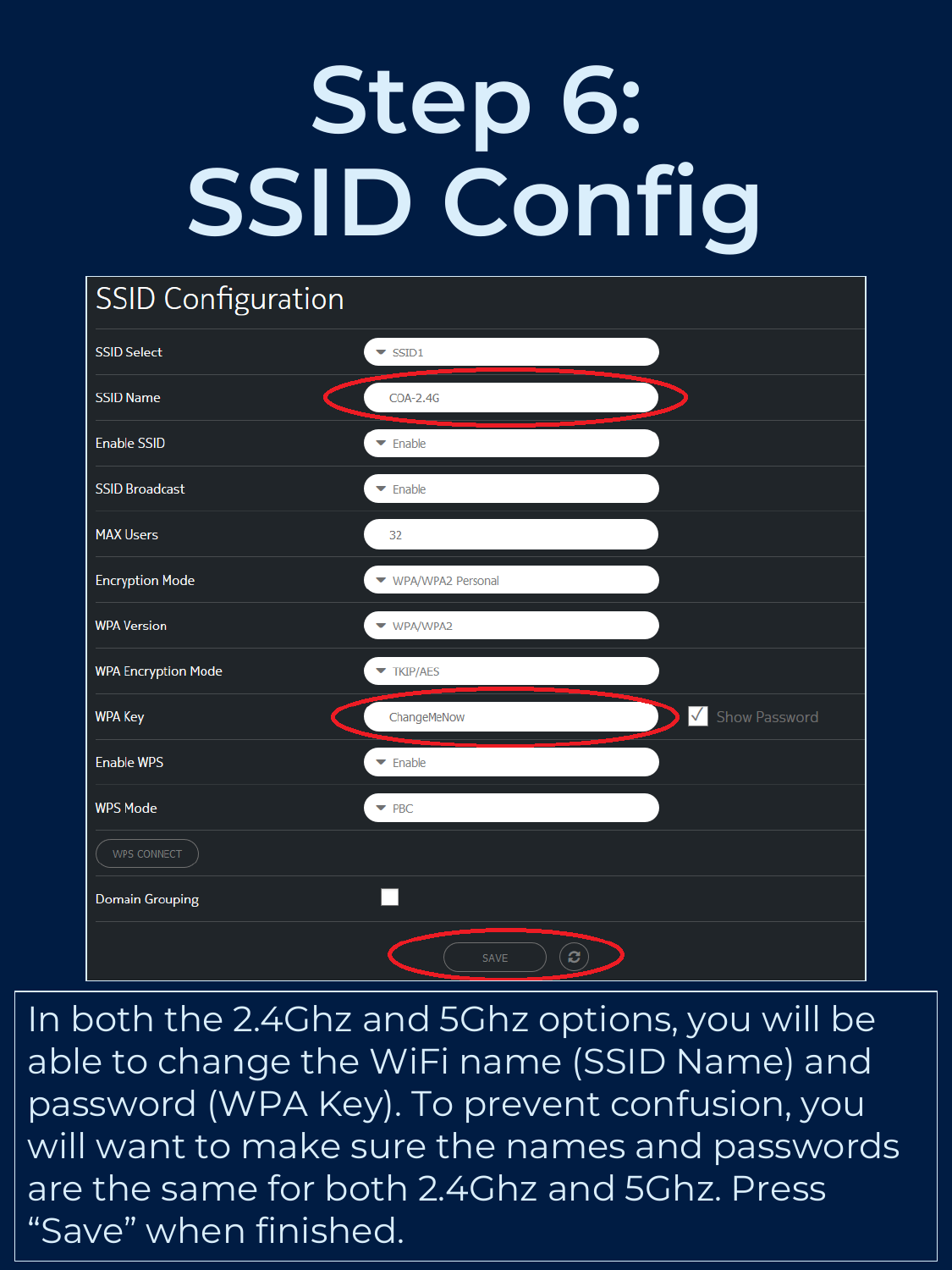# Step 6: SSID Config

## SSID Configuration

| | |
|---|---|
| SSID Select | SSID1 |
| SSID Name | COA-2.4G |
| Enable SSID | Enable |
| SSID Broadcast | Enable |
| MAX Users | 32 |
| Encryption Mode | WPA/WPA2 Personal |
| WPA Version | WPA/WPA2 |
| WPA Encryption Mode | TKIP/AES |
| WPA Key | ChangeMeNow ☑ Show Password |
| Enable WPS | Enable |
| WPS Mode | PBC |

WPS CONNECT

| | |
|---|---|
| Domain Grouping | ☐ |

SAVE

In both the 2.4Ghz and 5Ghz options, you will be able to change the WiFi name (SSID Name) and password (WPA Key). To prevent confusion, you will want to make sure the names and passwords are the same for both 2.4Ghz and 5Ghz. Press "Save" when finished.